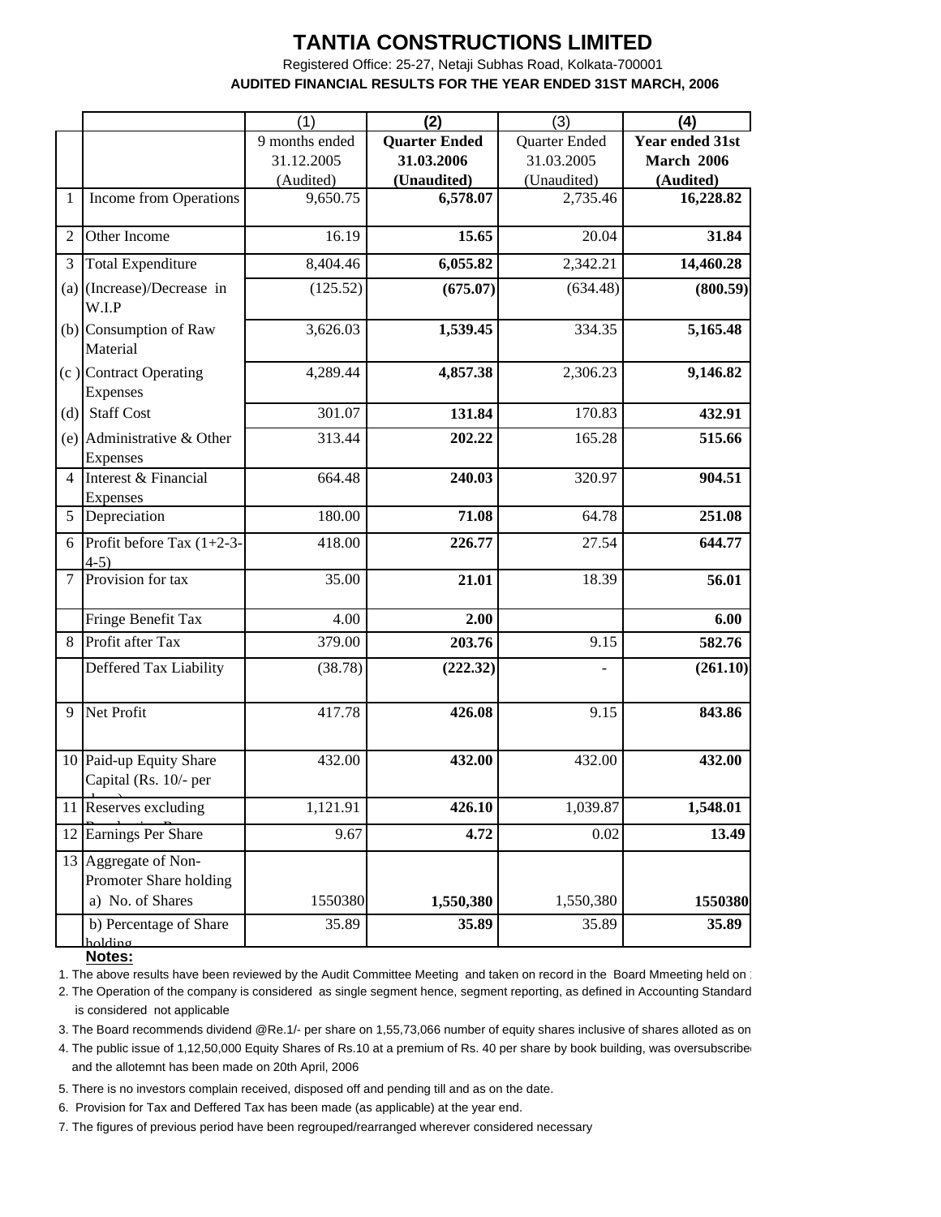# TANTIA CONSTRUCTIONS LIMITED

Registered Office: 25-27, Netaji Subhas Road, Kolkata-700001

**AUDITED FINANCIAL RESULTS FOR THE YEAR ENDED 31ST MARCH, 2006**

| | | (1) | **(2)** | (3) | **(4)** |
|---|---|---|---|---|---|
| | | 9 months ended 31.12.2005 (Audited) | **Quarter Ended 31.03.2006 (Unaudited)** | Quarter Ended 31.03.2005 (Unaudited) | **Year ended 31st March 2006 (Audited)** |
| 1 | Income from Operations | 9,650.75 | **6,578.07** | 2,735.46 | **16,228.82** |
| 2 | Other Income | 16.19 | **15.65** | 20.04 | **31.84** |
| 3 | Total Expenditure | 8,404.46 | **6,055.82** | 2,342.21 | **14,460.28** |
| (a) | (Increase)/Decrease in W.I.P | (125.52) | **(675.07)** | (634.48) | **(800.59)** |
| (b) | Consumption of Raw Material | 3,626.03 | **1,539.45** | 334.35 | **5,165.48** |
| (c ) | Contract Operating Expenses | 4,289.44 | **4,857.38** | 2,306.23 | **9,146.82** |
| (d) | Staff Cost | 301.07 | **131.84** | 170.83 | **432.91** |
| (e) | Administrative & Other Expenses | 313.44 | **202.22** | 165.28 | **515.66** |
| 4 | Interest & Financial Expenses | 664.48 | **240.03** | 320.97 | **904.51** |
| 5 | Depreciation | 180.00 | **71.08** | 64.78 | **251.08** |
| 6 | Profit before Tax (1+2-3-4-5) | 418.00 | **226.77** | 27.54 | **644.77** |
| 7 | Provision for tax | 35.00 | **21.01** | 18.39 | **56.01** |
| | Fringe Benefit Tax | 4.00 | **2.00** | | **6.00** |
| 8 | Profit after Tax | 379.00 | **203.76** | 9.15 | **582.76** |
| | Deffered Tax Liability | (38.78) | **(222.32)** | - | **(261.10)** |
| 9 | Net Profit | 417.78 | **426.08** | 9.15 | **843.86** |
| 10 | Paid-up Equity Share Capital (Rs. 10/- per share) | 432.00 | **432.00** | 432.00 | **432.00** |
| 11 | Reserves excluding Revaluation Reserve | 1,121.91 | **426.10** | 1,039.87 | **1,548.01** |
| 12 | Earnings Per Share | 9.67 | **4.72** | 0.02 | **13.49** |
| 13 | Aggregate of Non-Promoter Share holding a) No. of Shares | 1550380 | **1,550,380** | 1,550,380 | **1550380** |
| | b) Percentage of Share holding | 35.89 | **35.89** | 35.89 | **35.89** |

**Notes:**

1. The above results have been reviewed by the Audit Committee Meeting and taken on record in the Board Mmeeting held on
2. The Operation of the company is considered as single segment hence, segment reporting, as defined in Accounting Standard is considered not applicable
3. The Board recommends dividend @Re.1/- per share on 1,55,73,066 number of equity shares inclusive of shares alloted as on
4. The public issue of 1,12,50,000 Equity Shares of Rs.10 at a premium of Rs. 40 per share by book building, was oversubscribed and the allotemnt has been made on 20th April, 2006
5. There is no investors complain received, disposed off and pending till and as on the date.
6. Provision for Tax and Deffered Tax has been made (as applicable) at the year end.
7. The figures of previous period have been regrouped/rearranged wherever considered necessary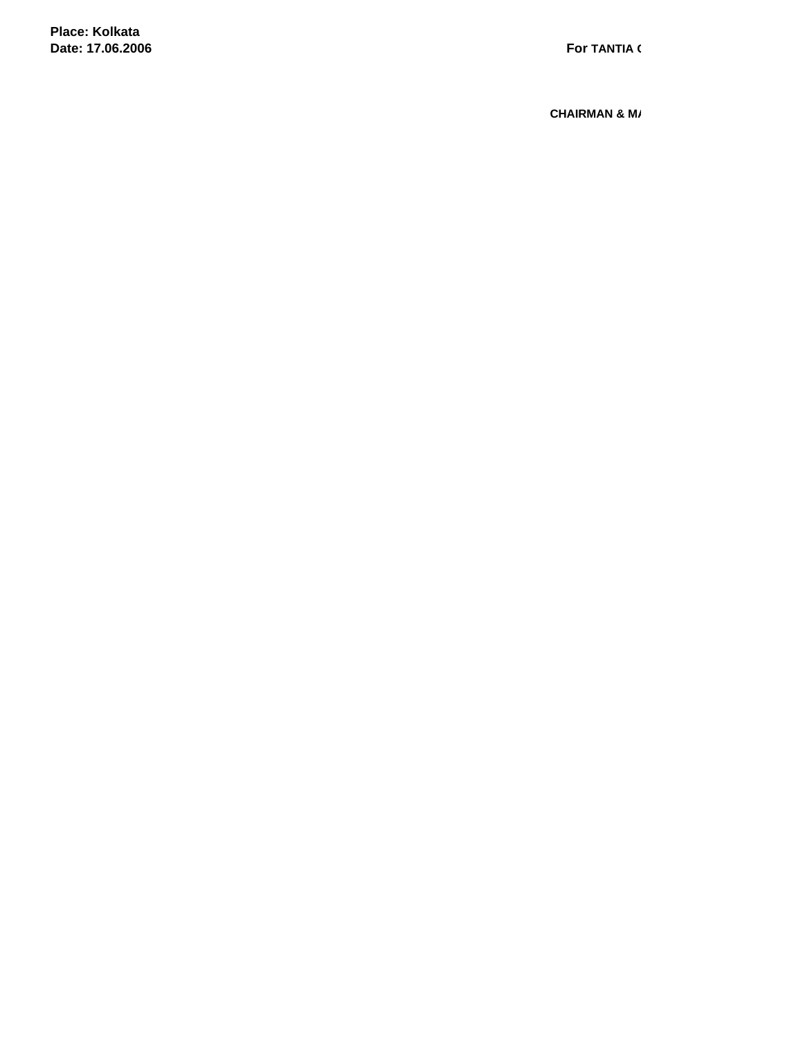**Place: Kolkata**
**Date: 17.06.2006**

**For TANTIA (**

**CHAIRMAN & MA**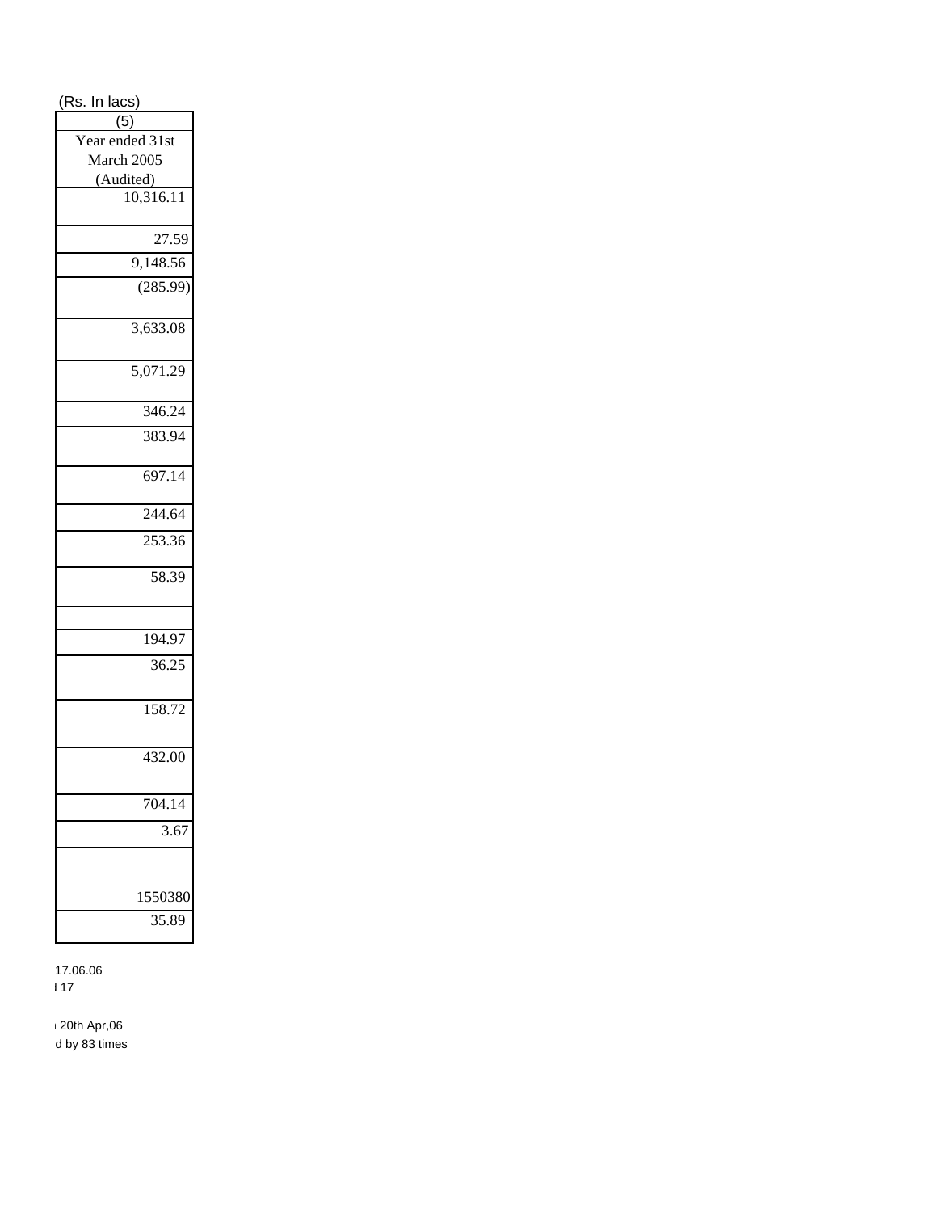(Rs. In lacs)

| (5) |
|---|
| Year ended 31st March 2005 (Audited) |
| 10,316.11 |
| 27.59 |
| 9,148.56 |
| (285.99) |
| 3,633.08 |
| 5,071.29 |
| 346.24 |
| 383.94 |
| 697.14 |
| 244.64 |
| 253.36 |
| 58.39 |
| |
| 194.97 |
| 36.25 |
| 158.72 |
| 432.00 |
| 704.14 |
| 3.67 |
| 1550380 |
| 35.89 |

17.06.06

l 17

ı 20th Apr,06

d by 83 times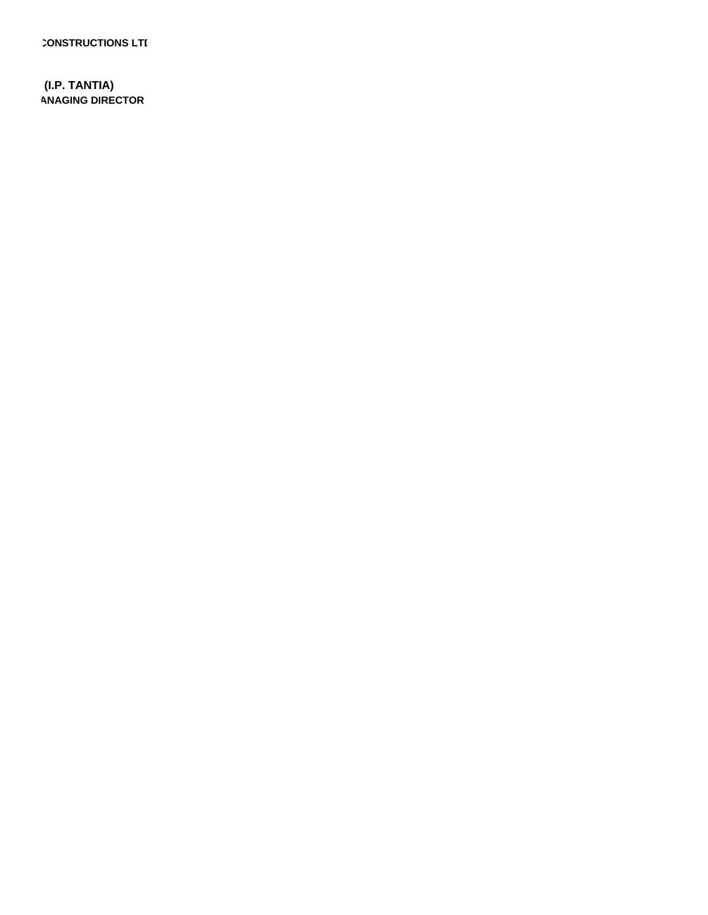**CONSTRUCTIONS LTI**

**(I.P. TANTIA)**
**ANAGING DIRECTOR**